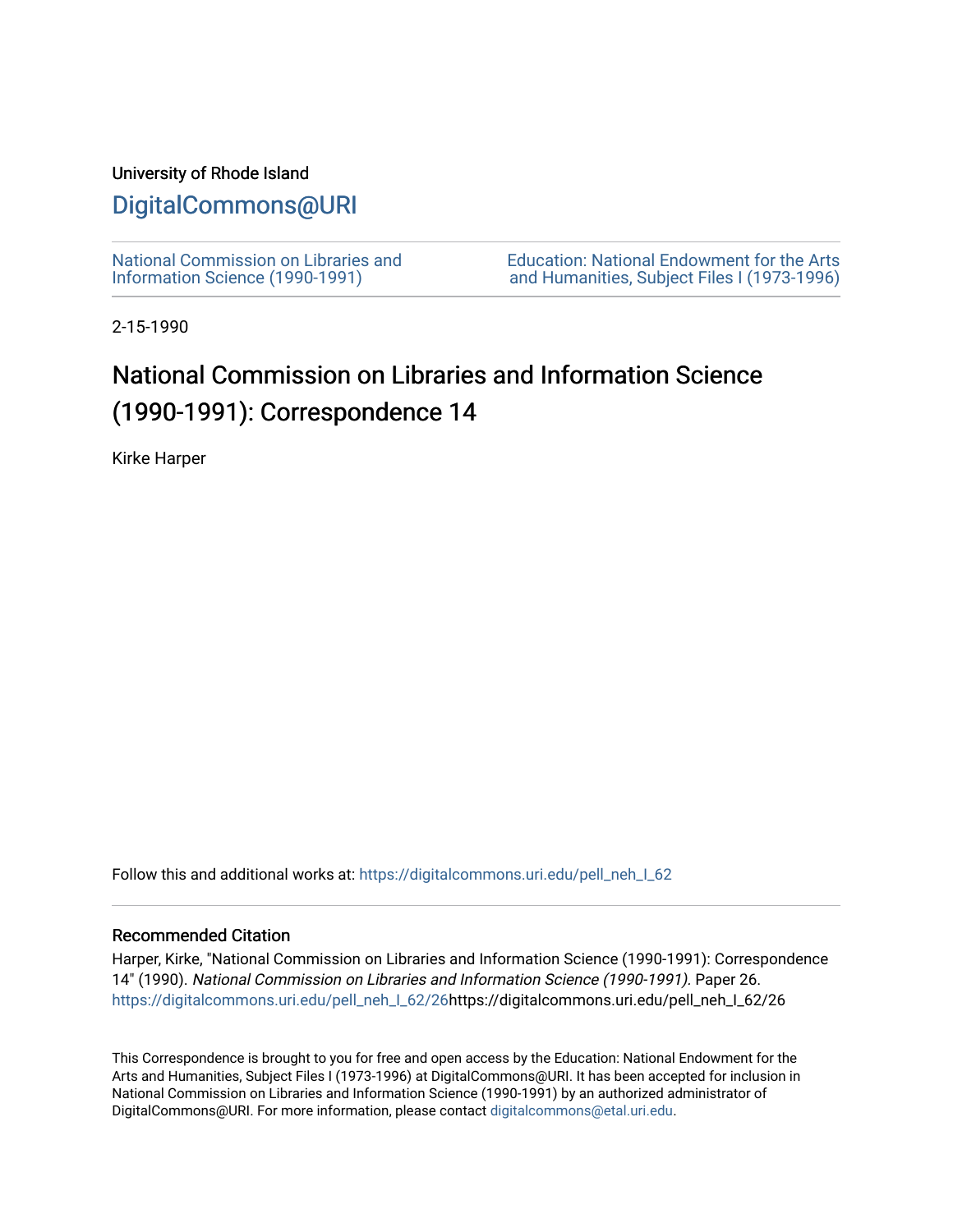University of Rhode Island

# DigitalCommons@URI

National Commission on Libraries and Information Science (1990-1991)

Education: National Endowment for the Arts and Humanities, Subject Files I (1973-1996)

2-15-1990

# National Commission on Libraries and Information Science (1990-1991): Correspondence 14

Kirke Harper

Follow this and additional works at: https://digitalcommons.uri.edu/pell_neh_I_62

## Recommended Citation

Harper, Kirke, "National Commission on Libraries and Information Science (1990-1991): Correspondence 14" (1990). *National Commission on Libraries and Information Science (1990-1991).* Paper 26. https://digitalcommons.uri.edu/pell_neh_I_62/26https://digitalcommons.uri.edu/pell_neh_I_62/26

This Correspondence is brought to you for free and open access by the Education: National Endowment for the Arts and Humanities, Subject Files I (1973-1996) at DigitalCommons@URI. It has been accepted for inclusion in National Commission on Libraries and Information Science (1990-1991) by an authorized administrator of DigitalCommons@URI. For more information, please contact digitalcommons@etal.uri.edu.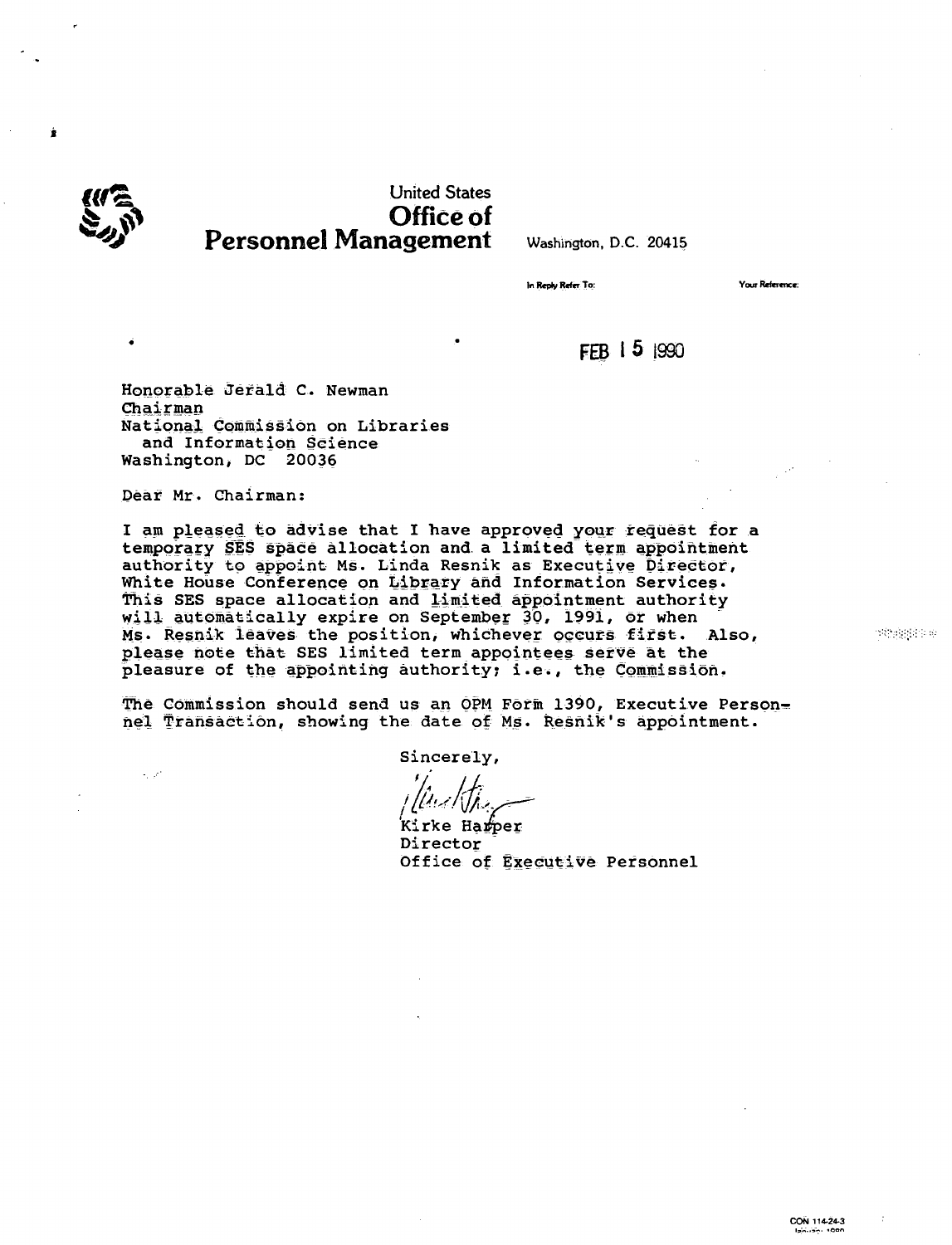United States
**Office of Personnel Management**

Washington, D.C. 20415

In Reply Refer To: Your Reference:

FEB 15 1990

Honorable Jerald C. Newman
Chairman
National Commission on Libraries
and Information Science
Washington, DC 20036

Dear Mr. Chairman:

I am pleased to advise that I have approved your request for a temporary SES space allocation and a limited term appointment authority to appoint Ms. Linda Resnik as Executive Director, White House Conference on Library and Information Services. This SES space allocation and limited appointment authority will automatically expire on September 30, 1991, or when Ms. Resnik leaves the position, whichever occurs first. Also, please note that SES limited term appointees serve at the pleasure of the appointing authority; i.e., the Commission.

The Commission should send us an OPM Form 1390, Executive Personnel Transaction, showing the date of Ms. Resnik's appointment.

Sincerely,

Kirke Harper
Director
Office of Executive Personnel

CON 114-24-3